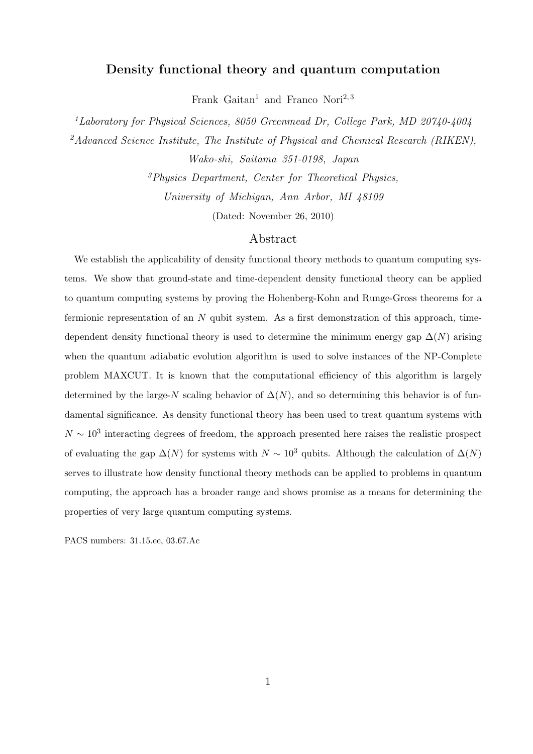# Density functional theory and quantum computation

Frank Gaitan[1] and Franco Nori[2,3]

[1] *Laboratory for Physical Sciences, 8050 Greenmead Dr, College Park, MD 20740-4004*

[2] *Advanced Science Institute, The Institute of Physical and Chemical Research (RIKEN), Wako-shi, Saitama 351-0198, Japan*

[3] *Physics Department, Center for Theoretical Physics, University of Michigan, Ann Arbor, MI 48109*

(Dated: November 26, 2010)

## Abstract

We establish the applicability of density functional theory methods to quantum computing systems. We show that ground-state and time-dependent density functional theory can be applied to quantum computing systems by proving the Hohenberg-Kohn and Runge-Gross theorems for a fermionic representation of an $N$ qubit system. As a first demonstration of this approach, time-dependent density functional theory is used to determine the minimum energy gap $\Delta(N)$ arising when the quantum adiabatic evolution algorithm is used to solve instances of the NP-Complete problem MAXCUT. It is known that the computational efficiency of this algorithm is largely determined by the large-$N$ scaling behavior of $\Delta(N)$, and so determining this behavior is of fundamental significance. As density functional theory has been used to treat quantum systems with $N \sim 10^3$ interacting degrees of freedom, the approach presented here raises the realistic prospect of evaluating the gap $\Delta(N)$ for systems with $N \sim 10^3$ qubits. Although the calculation of $\Delta(N)$ serves to illustrate how density functional theory methods can be applied to problems in quantum computing, the approach has a broader range and shows promise as a means for determining the properties of very large quantum computing systems.

PACS numbers: 31.15.ee, 03.67.Ac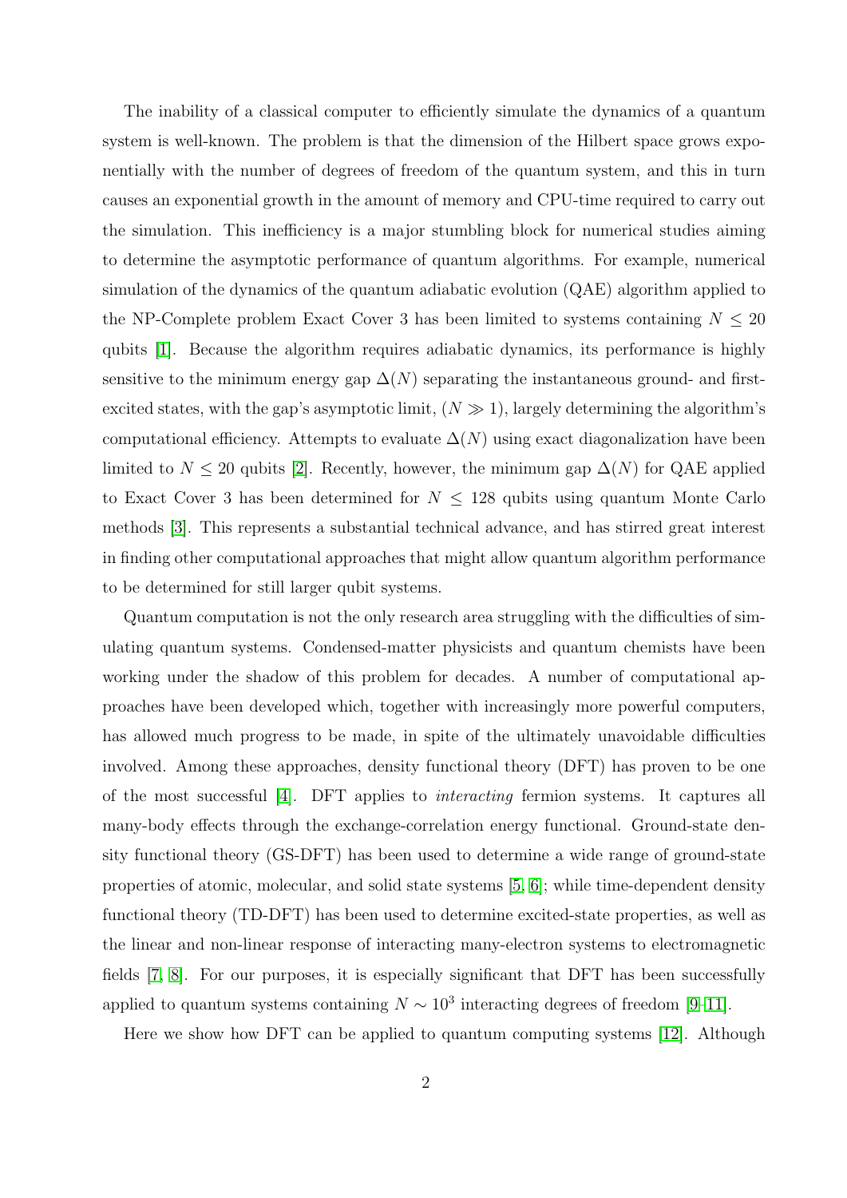The inability of a classical computer to efficiently simulate the dynamics of a quantum system is well-known. The problem is that the dimension of the Hilbert space grows exponentially with the number of degrees of freedom of the quantum system, and this in turn causes an exponential growth in the amount of memory and CPU-time required to carry out the simulation. This inefficiency is a major stumbling block for numerical studies aiming to determine the asymptotic performance of quantum algorithms. For example, numerical simulation of the dynamics of the quantum adiabatic evolution (QAE) algorithm applied to the NP-Complete problem Exact Cover 3 has been limited to systems containing $N \leq 20$ qubits [1]. Because the algorithm requires adiabatic dynamics, its performance is highly sensitive to the minimum energy gap $\Delta(N)$ separating the instantaneous ground- and first-excited states, with the gap's asymptotic limit, $(N \gg 1)$, largely determining the algorithm's computational efficiency. Attempts to evaluate $\Delta(N)$ using exact diagonalization have been limited to $N \leq 20$ qubits [2]. Recently, however, the minimum gap $\Delta(N)$ for QAE applied to Exact Cover 3 has been determined for $N \leq 128$ qubits using quantum Monte Carlo methods [3]. This represents a substantial technical advance, and has stirred great interest in finding other computational approaches that might allow quantum algorithm performance to be determined for still larger qubit systems.

Quantum computation is not the only research area struggling with the difficulties of simulating quantum systems. Condensed-matter physicists and quantum chemists have been working under the shadow of this problem for decades. A number of computational approaches have been developed which, together with increasingly more powerful computers, has allowed much progress to be made, in spite of the ultimately unavoidable difficulties involved. Among these approaches, density functional theory (DFT) has proven to be one of the most successful [4]. DFT applies to *interacting* fermion systems. It captures all many-body effects through the exchange-correlation energy functional. Ground-state density functional theory (GS-DFT) has been used to determine a wide range of ground-state properties of atomic, molecular, and solid state systems [5, 6]; while time-dependent density functional theory (TD-DFT) has been used to determine excited-state properties, as well as the linear and non-linear response of interacting many-electron systems to electromagnetic fields [7, 8]. For our purposes, it is especially significant that DFT has been successfully applied to quantum systems containing $N \sim 10^3$ interacting degrees of freedom [9–11].

Here we show how DFT can be applied to quantum computing systems [12]. Although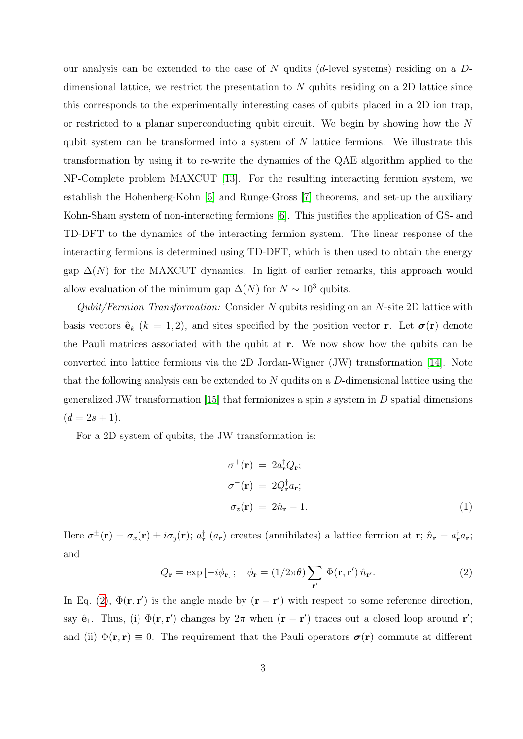our analysis can be extended to the case of $N$ qudits ($d$-level systems) residing on a $D$-dimensional lattice, we restrict the presentation to $N$ qubits residing on a 2D lattice since this corresponds to the experimentally interesting cases of qubits placed in a 2D ion trap, or restricted to a planar superconducting qubit circuit. We begin by showing how the $N$ qubit system can be transformed into a system of $N$ lattice fermions. We illustrate this transformation by using it to re-write the dynamics of the QAE algorithm applied to the NP-Complete problem MAXCUT [13]. For the resulting interacting fermion system, we establish the Hohenberg-Kohn [5] and Runge-Gross [7] theorems, and set-up the auxiliary Kohn-Sham system of non-interacting fermions [6]. This justifies the application of GS- and TD-DFT to the dynamics of the interacting fermion system. The linear response of the interacting fermions is determined using TD-DFT, which is then used to obtain the energy gap $\Delta(N)$ for the MAXCUT dynamics. In light of earlier remarks, this approach would allow evaluation of the minimum gap $\Delta(N)$ for $N \sim 10^3$ qubits.

*Qubit/Fermion Transformation:* Consider $N$ qubits residing on an $N$-site 2D lattice with basis vectors $\hat{\mathbf{e}}_k$ ($k = 1, 2$), and sites specified by the position vector $\mathbf{r}$. Let $\boldsymbol{\sigma}(\mathbf{r})$ denote the Pauli matrices associated with the qubit at $\mathbf{r}$. We now show how the qubits can be converted into lattice fermions via the 2D Jordan-Wigner (JW) transformation [14]. Note that the following analysis can be extended to $N$ qudits on a $D$-dimensional lattice using the generalized JW transformation [15] that fermionizes a spin $s$ system in $D$ spatial dimensions ($d = 2s + 1$).

For a 2D system of qubits, the JW transformation is:

$$
\begin{aligned}
\sigma^{+}(\mathbf{r}) &= 2a^{\dagger}_{\mathbf{r}} Q_{\mathbf{r}}; \\
\sigma^{-}(\mathbf{r}) &= 2Q^{\dagger}_{\mathbf{r}} a_{\mathbf{r}}; \\
\sigma_{z}(\mathbf{r}) &= 2\hat{n}_{\mathbf{r}} - 1. \qquad (1)
\end{aligned}
$$

Here $\sigma^{\pm}(\mathbf{r}) = \sigma_x(\mathbf{r}) \pm i\sigma_y(\mathbf{r})$; $a^{\dagger}_{\mathbf{r}}$ ($a_{\mathbf{r}}$) creates (annihilates) a lattice fermion at $\mathbf{r}$; $\hat{n}_{\mathbf{r}} = a^{\dagger}_{\mathbf{r}} a_{\mathbf{r}}$; and

$$
Q_{\mathbf{r}} = \exp\left[-i\phi_{\mathbf{r}}\right]; \quad \phi_{\mathbf{r}} = (1/2\pi\theta) \sum_{\mathbf{r}'} \Phi(\mathbf{r}, \mathbf{r}')\, \hat{n}_{\mathbf{r}'}. \qquad (2)
$$

In Eq. (2), $\Phi(\mathbf{r}, \mathbf{r}')$ is the angle made by $(\mathbf{r} - \mathbf{r}')$ with respect to some reference direction, say $\hat{\mathbf{e}}_1$. Thus, (i) $\Phi(\mathbf{r}, \mathbf{r}')$ changes by $2\pi$ when $(\mathbf{r} - \mathbf{r}')$ traces out a closed loop around $\mathbf{r}'$; and (ii) $\Phi(\mathbf{r}, \mathbf{r}) \equiv 0$. The requirement that the Pauli operators $\boldsymbol{\sigma}(\mathbf{r})$ commute at different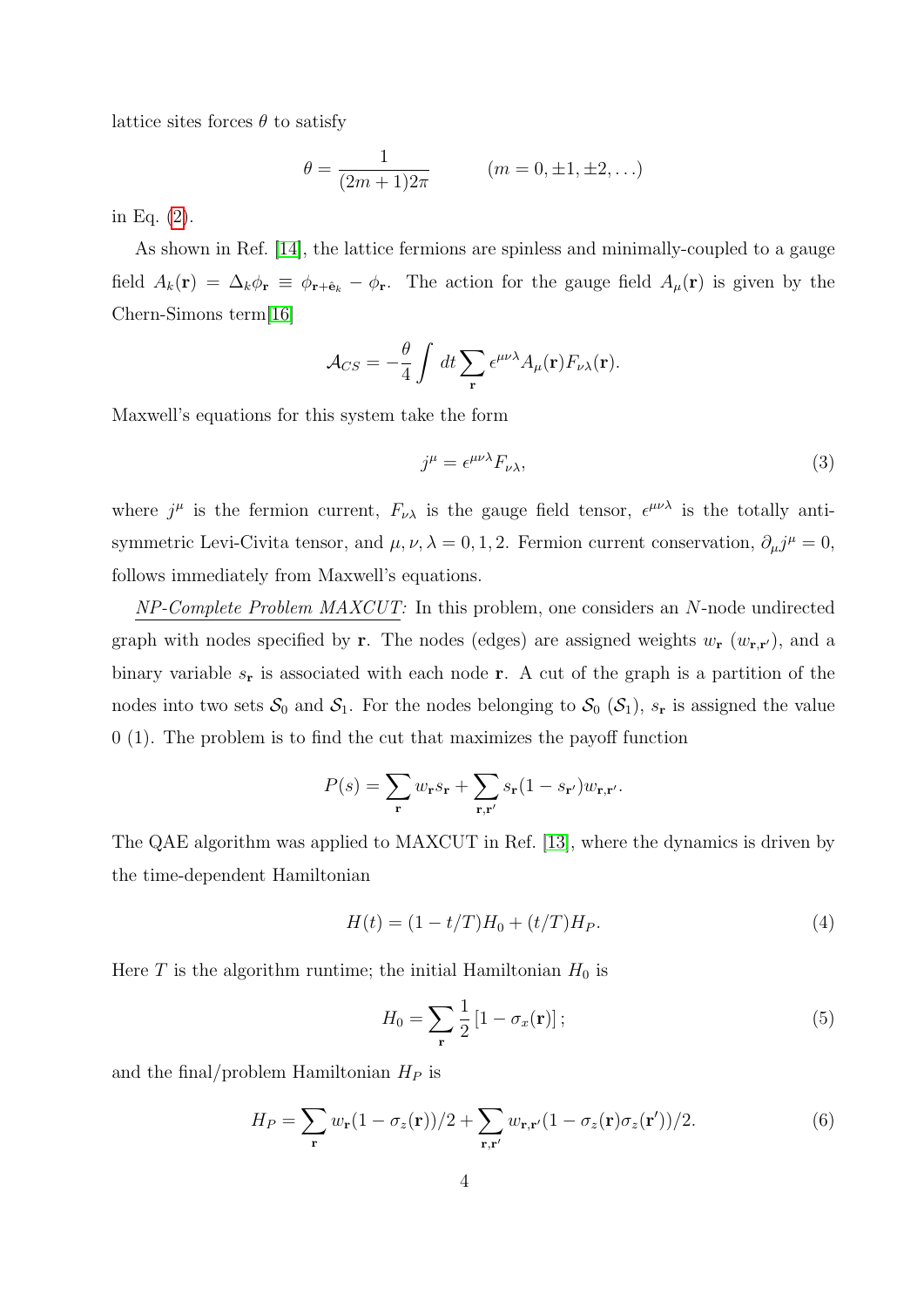lattice sites forces $\theta$ to satisfy

$$\theta = \frac{1}{(2m+1)2\pi} \qquad (m = 0, \pm 1, \pm 2, \ldots)$$

in Eq. (2).

As shown in Ref. [14], the lattice fermions are spinless and minimally-coupled to a gauge field $A_k(\mathbf{r}) = \Delta_k \phi_{\mathbf{r}} \equiv \phi_{\mathbf{r}+\hat{\mathbf{e}}_k} - \phi_{\mathbf{r}}$. The action for the gauge field $A_\mu(\mathbf{r})$ is given by the Chern-Simons term[16]

$$\mathcal{A}_{CS} = -\frac{\theta}{4} \int dt \sum_{\mathbf{r}} \epsilon^{\mu\nu\lambda} A_\mu(\mathbf{r}) F_{\nu\lambda}(\mathbf{r}).$$

Maxwell's equations for this system take the form

$$j^\mu = \epsilon^{\mu\nu\lambda} F_{\nu\lambda}, \tag{3}$$

where $j^\mu$ is the fermion current, $F_{\nu\lambda}$ is the gauge field tensor, $\epsilon^{\mu\nu\lambda}$ is the totally anti-symmetric Levi-Civita tensor, and $\mu, \nu, \lambda = 0, 1, 2$. Fermion current conservation, $\partial_\mu j^\mu = 0$, follows immediately from Maxwell's equations.

*NP-Complete Problem MAXCUT:* In this problem, one considers an $N$-node undirected graph with nodes specified by $\mathbf{r}$. The nodes (edges) are assigned weights $w_{\mathbf{r}}$ ($w_{\mathbf{r},\mathbf{r}'}$), and a binary variable $s_{\mathbf{r}}$ is associated with each node $\mathbf{r}$. A cut of the graph is a partition of the nodes into two sets $\mathcal{S}_0$ and $\mathcal{S}_1$. For the nodes belonging to $\mathcal{S}_0$ ($\mathcal{S}_1$), $s_{\mathbf{r}}$ is assigned the value 0 (1). The problem is to find the cut that maximizes the payoff function

$$P(s) = \sum_{\mathbf{r}} w_{\mathbf{r}} s_{\mathbf{r}} + \sum_{\mathbf{r},\mathbf{r}'} s_{\mathbf{r}}(1 - s_{\mathbf{r}'}) w_{\mathbf{r},\mathbf{r}'}.$$

The QAE algorithm was applied to MAXCUT in Ref. [13], where the dynamics is driven by the time-dependent Hamiltonian

$$H(t) = (1 - t/T) H_0 + (t/T) H_P. \tag{4}$$

Here $T$ is the algorithm runtime; the initial Hamiltonian $H_0$ is

$$H_0 = \sum_{\mathbf{r}} \frac{1}{2} \left[ 1 - \sigma_x(\mathbf{r}) \right]; \tag{5}$$

and the final/problem Hamiltonian $H_P$ is

$$H_P = \sum_{\mathbf{r}} w_{\mathbf{r}} (1 - \sigma_z(\mathbf{r}))/2 + \sum_{\mathbf{r},\mathbf{r}'} w_{\mathbf{r},\mathbf{r}'} (1 - \sigma_z(\mathbf{r}) \sigma_z(\mathbf{r}'))/2. \tag{6}$$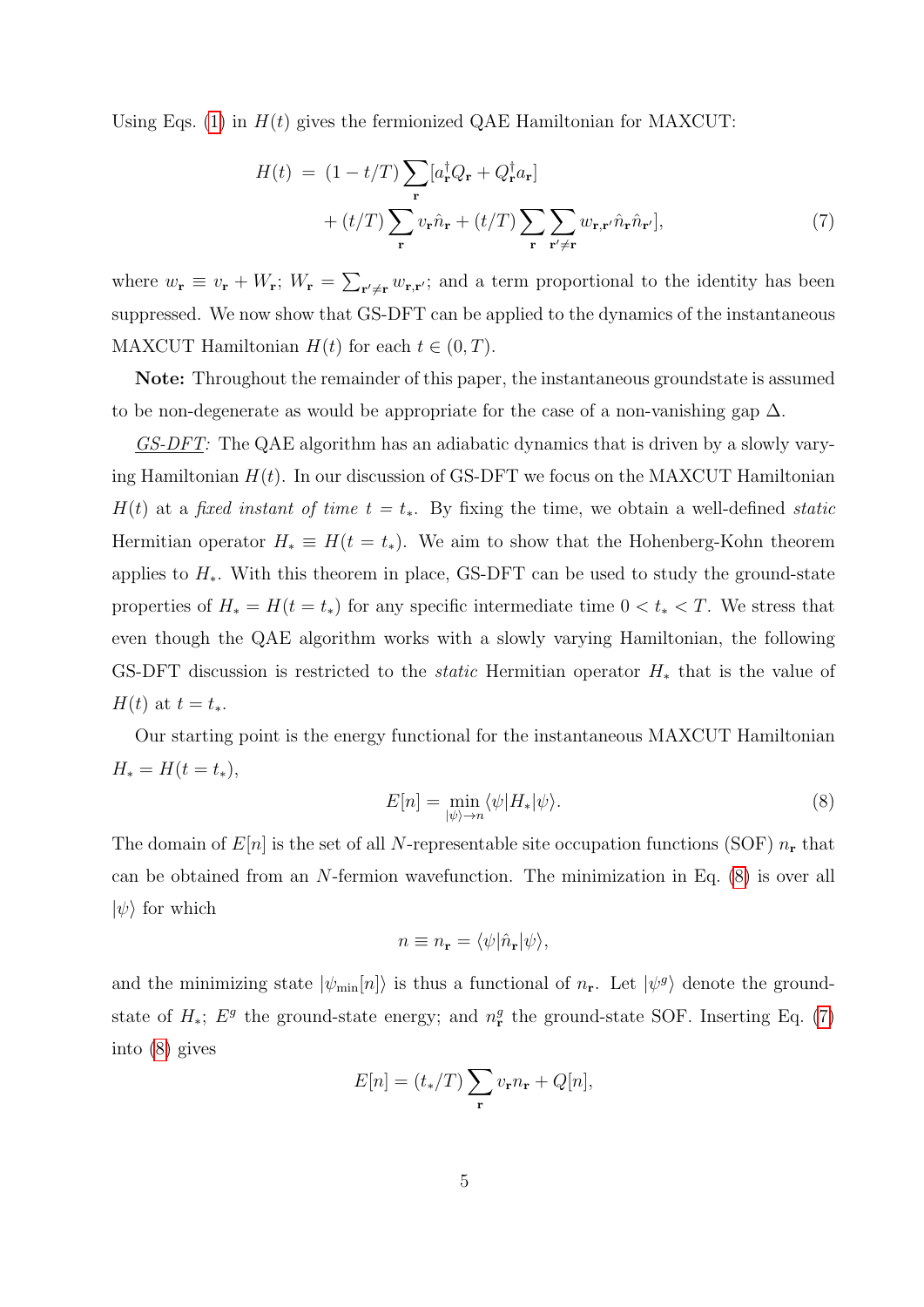Using Eqs. (1) in $H(t)$ gives the fermionized QAE Hamiltonian for MAXCUT:

$$
\begin{aligned}
H(t) \; &= \; (1 - t/T) \sum_{\mathbf{r}} [a^{\dagger}_{\mathbf{r}} Q_{\mathbf{r}} + Q^{\dagger}_{\mathbf{r}} a_{\mathbf{r}}] \\
&\quad + (t/T) \sum_{\mathbf{r}} v_{\mathbf{r}} \hat{n}_{\mathbf{r}} + (t/T) \sum_{\mathbf{r}} \sum_{\mathbf{r}' \neq \mathbf{r}} w_{\mathbf{r},\mathbf{r}'} \hat{n}_{\mathbf{r}} \hat{n}_{\mathbf{r}'} ],
\end{aligned} \tag{7}
$$

where $w_{\mathbf{r}} \equiv v_{\mathbf{r}} + W_{\mathbf{r}}$; $W_{\mathbf{r}} = \sum_{\mathbf{r}' \neq \mathbf{r}} w_{\mathbf{r},\mathbf{r}'}$; and a term proportional to the identity has been suppressed. We now show that GS-DFT can be applied to the dynamics of the instantaneous MAXCUT Hamiltonian $H(t)$ for each $t \in (0, T)$.

**Note:** Throughout the remainder of this paper, the instantaneous groundstate is assumed to be non-degenerate as would be appropriate for the case of a non-vanishing gap $\Delta$.

<u>*GS-DFT:*</u> The QAE algorithm has an adiabatic dynamics that is driven by a slowly varying Hamiltonian $H(t)$. In our discussion of GS-DFT we focus on the MAXCUT Hamiltonian $H(t)$ at a *fixed instant of time* $t = t_*$. By fixing the time, we obtain a well-defined *static* Hermitian operator $H_* \equiv H(t = t_*)$. We aim to show that the Hohenberg-Kohn theorem applies to $H_*$. With this theorem in place, GS-DFT can be used to study the ground-state properties of $H_* = H(t = t_*)$ for any specific intermediate time $0 < t_* < T$. We stress that even though the QAE algorithm works with a slowly varying Hamiltonian, the following GS-DFT discussion is restricted to the *static* Hermitian operator $H_*$ that is the value of $H(t)$ at $t = t_*$.

Our starting point is the energy functional for the instantaneous MAXCUT Hamiltonian $H_* = H(t = t_*)$,

$$
E[n] = \min_{|\psi\rangle \to n} \langle \psi | H_* | \psi \rangle. \tag{8}
$$

The domain of $E[n]$ is the set of all $N$-representable site occupation functions (SOF) $n_{\mathbf{r}}$ that can be obtained from an $N$-fermion wavefunction. The minimization in Eq. (8) is over all $|\psi\rangle$ for which

$$
n \equiv n_{\mathbf{r}} = \langle \psi | \hat{n}_{\mathbf{r}} | \psi \rangle,
$$

and the minimizing state $|\psi_{\mathrm{min}}[n]\rangle$ is thus a functional of $n_{\mathbf{r}}$. Let $|\psi^g\rangle$ denote the groundstate of $H_*$; $E^g$ the ground-state energy; and $n^g_{\mathbf{r}}$ the ground-state SOF. Inserting Eq. (7) into (8) gives

$$
E[n] = (t_*/T) \sum_{\mathbf{r}} v_{\mathbf{r}} n_{\mathbf{r}} + Q[n],
$$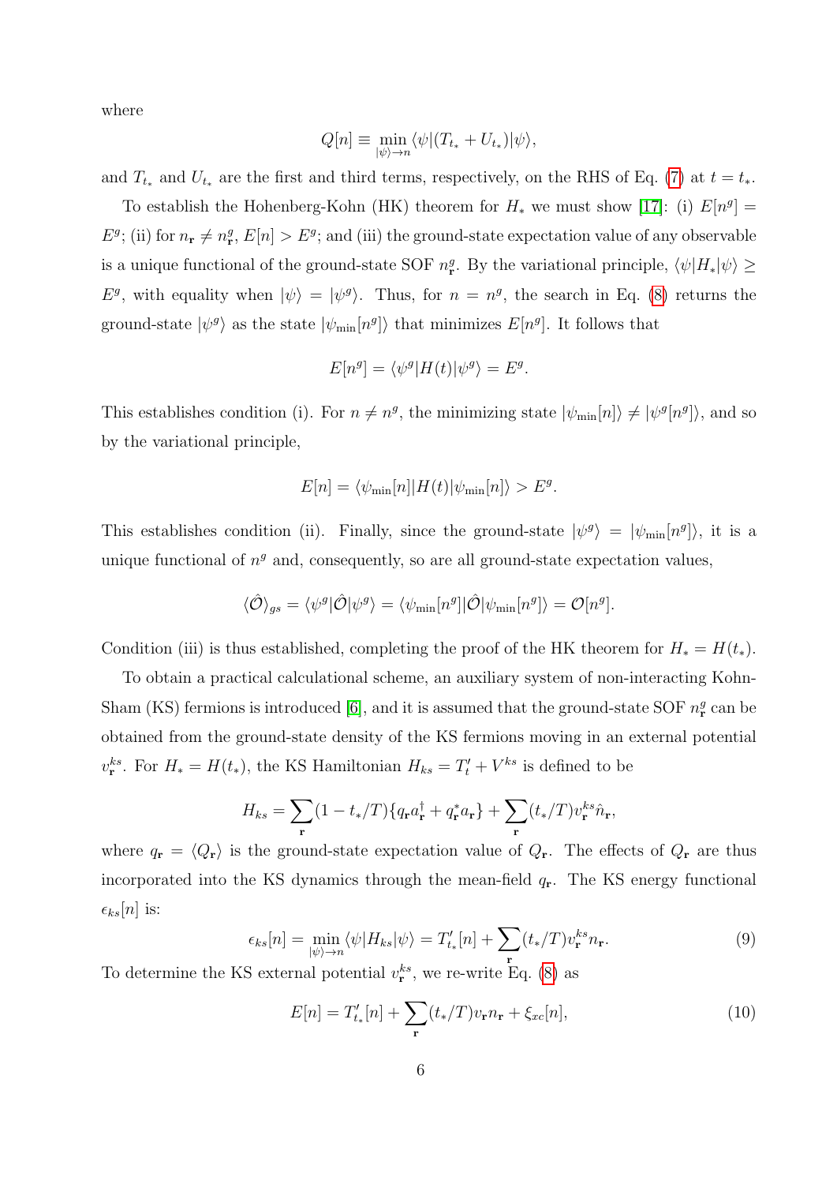where

$$Q[n] \equiv \min_{|\psi\rangle \to n} \langle \psi | (T_{t_*} + U_{t_*}) | \psi \rangle,$$

and $T_{t_*}$ and $U_{t_*}$ are the first and third terms, respectively, on the RHS of Eq. (7) at $t = t_*$.

To establish the Hohenberg-Kohn (HK) theorem for $H_*$ we must show [17]: (i) $E[n^g] = E^g$; (ii) for $n_{\mathbf{r}} \neq n^g_{\mathbf{r}}$, $E[n] > E^g$; and (iii) the ground-state expectation value of any observable is a unique functional of the ground-state SOF $n^g_{\mathbf{r}}$. By the variational principle, $\langle \psi | H_* | \psi \rangle \geq E^g$, with equality when $|\psi\rangle = |\psi^g\rangle$. Thus, for $n = n^g$, the search in Eq. (8) returns the ground-state $|\psi^g\rangle$ as the state $|\psi_{\min}[n^g]\rangle$ that minimizes $E[n^g]$. It follows that

$$E[n^g] = \langle \psi^g | H(t) | \psi^g \rangle = E^g.$$

This establishes condition (i). For $n \neq n^g$, the minimizing state $|\psi_{\min}[n]\rangle \neq |\psi^g[n^g]\rangle$, and so by the variational principle,

$$E[n] = \langle \psi_{\min}[n] | H(t) | \psi_{\min}[n] \rangle > E^g.$$

This establishes condition (ii). Finally, since the ground-state $|\psi^g\rangle = |\psi_{\min}[n^g]\rangle$, it is a unique functional of $n^g$ and, consequently, so are all ground-state expectation values,

$$\langle \hat{\mathcal{O}} \rangle_{gs} = \langle \psi^g | \hat{\mathcal{O}} | \psi^g \rangle = \langle \psi_{\min}[n^g] | \hat{\mathcal{O}} | \psi_{\min}[n^g] \rangle = \mathcal{O}[n^g].$$

Condition (iii) is thus established, completing the proof of the HK theorem for $H_* = H(t_*)$.

To obtain a practical calculational scheme, an auxiliary system of non-interacting Kohn-Sham (KS) fermions is introduced [6], and it is assumed that the ground-state SOF $n^g_{\mathbf{r}}$ can be obtained from the ground-state density of the KS fermions moving in an external potential $v^{ks}_{\mathbf{r}}$. For $H_* = H(t_*)$, the KS Hamiltonian $H_{ks} = T'_t + V^{ks}$ is defined to be

$$H_{ks} = \sum_{\mathbf{r}} (1 - t_*/T) \{ q_{\mathbf{r}} a^\dagger_{\mathbf{r}} + q^*_{\mathbf{r}} a_{\mathbf{r}} \} + \sum_{\mathbf{r}} (t_*/T) v^{ks}_{\mathbf{r}} \hat{n}_{\mathbf{r}},$$

where $q_{\mathbf{r}} = \langle Q_{\mathbf{r}} \rangle$ is the ground-state expectation value of $Q_{\mathbf{r}}$. The effects of $Q_{\mathbf{r}}$ are thus incorporated into the KS dynamics through the mean-field $q_{\mathbf{r}}$. The KS energy functional $\epsilon_{ks}[n]$ is:

$$\epsilon_{ks}[n] = \min_{|\psi\rangle \to n} \langle \psi | H_{ks} | \psi \rangle = T'_{t_*}[n] + \sum_{\mathbf{r}} (t_*/T) v^{ks}_{\mathbf{r}} n_{\mathbf{r}}. \tag{9}$$

To determine the KS external potential $v^{ks}_{\mathbf{r}}$, we re-write Eq. (8) as

$$E[n] = T'_{t_*}[n] + \sum_{\mathbf{r}} (t_*/T) v_{\mathbf{r}} n_{\mathbf{r}} + \xi_{xc}[n], \tag{10}$$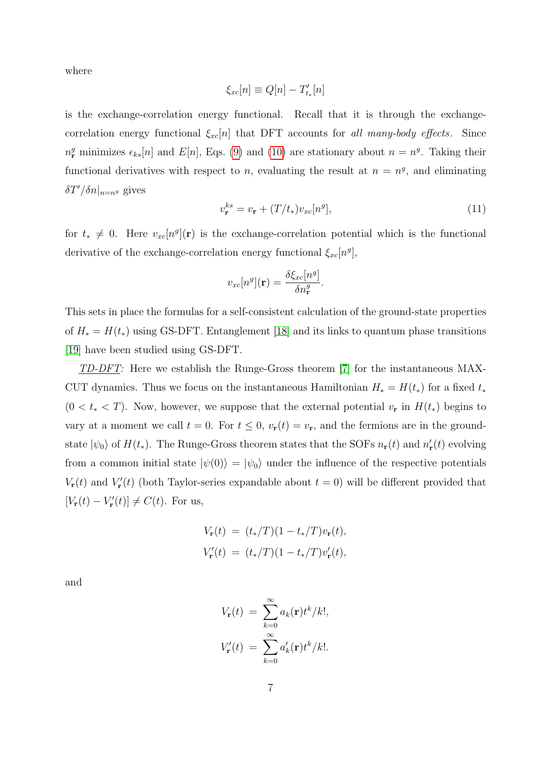where

$$\xi_{xc}[n] \equiv Q[n] - T'_{t_*}[n]$$

is the exchange-correlation energy functional. Recall that it is through the exchange-correlation energy functional $\xi_{xc}[n]$ that DFT accounts for *all many-body effects*. Since $n^g_{\mathbf{r}}$ minimizes $\epsilon_{ks}[n]$ and $E[n]$, Eqs. (9) and (10) are stationary about $n = n^g$. Taking their functional derivatives with respect to $n$, evaluating the result at $n = n^g$, and eliminating $\delta T'/\delta n|_{n=n^g}$ gives

$$v^{ks}_{\mathbf{r}} = v_{\mathbf{r}} + (T/t_*)v_{xc}[n^g], \tag{11}$$

for $t_* \neq 0$. Here $v_{xc}[n^g](\mathbf{r})$ is the exchange-correlation potential which is the functional derivative of the exchange-correlation energy functional $\xi_{xc}[n^g]$,

$$v_{xc}[n^g](\mathbf{r}) = \frac{\delta \xi_{xc}[n^g]}{\delta n^g_{\mathbf{r}}}.$$

This sets in place the formulas for a self-consistent calculation of the ground-state properties of $H_* = H(t_*)$ using GS-DFT. Entanglement [18] and its links to quantum phase transitions [19] have been studied using GS-DFT.

<u>*TD-DFT*</u>*:* Here we establish the Runge-Gross theorem [7] for the instantaneous MAX-CUT dynamics. Thus we focus on the instantaneous Hamiltonian $H_* = H(t_*)$ for a fixed $t_*$ ($0 < t_* < T$). Now, however, we suppose that the external potential $v_{\mathbf{r}}$ in $H(t_*)$ begins to vary at a moment we call $t = 0$. For $t \leq 0$, $v_{\mathbf{r}}(t) = v_{\mathbf{r}}$, and the fermions are in the ground-state $|\psi_0\rangle$ of $H(t_*)$. The Runge-Gross theorem states that the SOFs $n_{\mathbf{r}}(t)$ and $n'_{\mathbf{r}}(t)$ evolving from a common initial state $|\psi(0)\rangle = |\psi_0\rangle$ under the influence of the respective potentials $V_{\mathbf{r}}(t)$ and $V'_{\mathbf{r}}(t)$ (both Taylor-series expandable about $t = 0$) will be different provided that $[V_{\mathbf{r}}(t) - V'_{\mathbf{r}}(t)] \neq C(t)$. For us,

$$\begin{aligned}
V_{\mathbf{r}}(t) &= (t_*/T)(1 - t_*/T)v_{\mathbf{r}}(t), \\
V'_{\mathbf{r}}(t) &= (t_*/T)(1 - t_*/T)v'_{\mathbf{r}}(t),
\end{aligned}$$

and

$$\begin{aligned}
V_{\mathbf{r}}(t) &= \sum_{k=0}^{\infty} a_k(\mathbf{r})t^k/k!, \\
V'_{\mathbf{r}}(t) &= \sum_{k=0}^{\infty} a'_k(\mathbf{r})t^k/k!.
\end{aligned}$$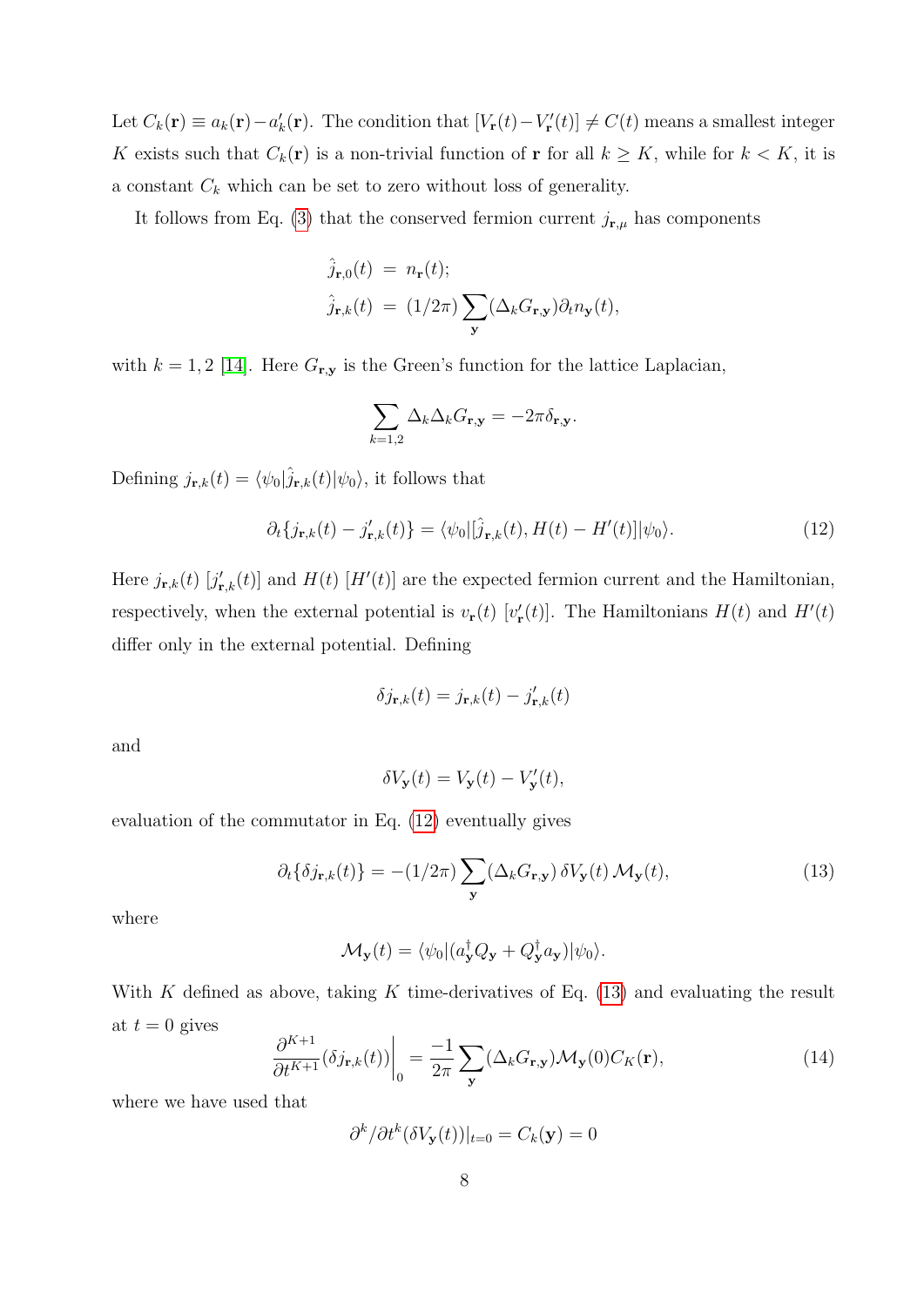Let $C_k(\mathbf{r}) \equiv a_k(\mathbf{r}) - a'_k(\mathbf{r})$. The condition that $[V_\mathbf{r}(t) - V'_\mathbf{r}(t)] \neq C(t)$ means a smallest integer $K$ exists such that $C_k(\mathbf{r})$ is a non-trivial function of $\mathbf{r}$ for all $k \geq K$, while for $k < K$, it is a constant $C_k$ which can be set to zero without loss of generality.

It follows from Eq. (3) that the conserved fermion current $j_{\mathbf{r},\mu}$ has components

$$
\begin{aligned}
\hat{j}_{\mathbf{r},0}(t) &= n_\mathbf{r}(t); \\
\hat{j}_{\mathbf{r},k}(t) &= (1/2\pi) \sum_\mathbf{y} (\Delta_k G_{\mathbf{r},\mathbf{y}}) \partial_t n_\mathbf{y}(t),
\end{aligned}
$$

with $k = 1, 2$ [14]. Here $G_{\mathbf{r},\mathbf{y}}$ is the Green's function for the lattice Laplacian,

$$
\sum_{k=1,2} \Delta_k \Delta_k G_{\mathbf{r},\mathbf{y}} = -2\pi \delta_{\mathbf{r},\mathbf{y}}.
$$

Defining $j_{\mathbf{r},k}(t) = \langle \psi_0 | \hat{j}_{\mathbf{r},k}(t) | \psi_0 \rangle$, it follows that

$$
\partial_t \{ j_{\mathbf{r},k}(t) - j'_{\mathbf{r},k}(t) \} = \langle \psi_0 | [\hat{j}_{\mathbf{r},k}(t), H(t) - H'(t)] | \psi_0 \rangle. \tag{12}
$$

Here $j_{\mathbf{r},k}(t)$ $[j'_{\mathbf{r},k}(t)]$ and $H(t)$ $[H'(t)]$ are the expected fermion current and the Hamiltonian, respectively, when the external potential is $v_\mathbf{r}(t)$ $[v'_\mathbf{r}(t)]$. The Hamiltonians $H(t)$ and $H'(t)$ differ only in the external potential. Defining

$$
\delta j_{\mathbf{r},k}(t) = j_{\mathbf{r},k}(t) - j'_{\mathbf{r},k}(t)
$$

and

$$
\delta V_\mathbf{y}(t) = V_\mathbf{y}(t) - V'_\mathbf{y}(t),
$$

evaluation of the commutator in Eq. (12) eventually gives

$$
\partial_t \{ \delta j_{\mathbf{r},k}(t) \} = -(1/2\pi) \sum_\mathbf{y} (\Delta_k G_{\mathbf{r},\mathbf{y}}) \, \delta V_\mathbf{y}(t) \, \mathcal{M}_\mathbf{y}(t), \tag{13}
$$

where

$$
\mathcal{M}_\mathbf{y}(t) = \langle \psi_0 | (a^\dagger_\mathbf{y} Q_\mathbf{y} + Q^\dagger_\mathbf{y} a_\mathbf{y}) | \psi_0 \rangle.
$$

With $K$ defined as above, taking $K$ time-derivatives of Eq. (13) and evaluating the result at $t = 0$ gives

$$
\frac{\partial^{K+1}}{\partial t^{K+1}} (\delta j_{\mathbf{r},k}(t)) \bigg|_0 = \frac{-1}{2\pi} \sum_\mathbf{y} (\Delta_k G_{\mathbf{r},\mathbf{y}}) \mathcal{M}_\mathbf{y}(0) C_K(\mathbf{r}), \tag{14}
$$

where we have used that

$$
\partial^k / \partial t^k (\delta V_\mathbf{y}(t))|_{t=0} = C_k(\mathbf{y}) = 0
$$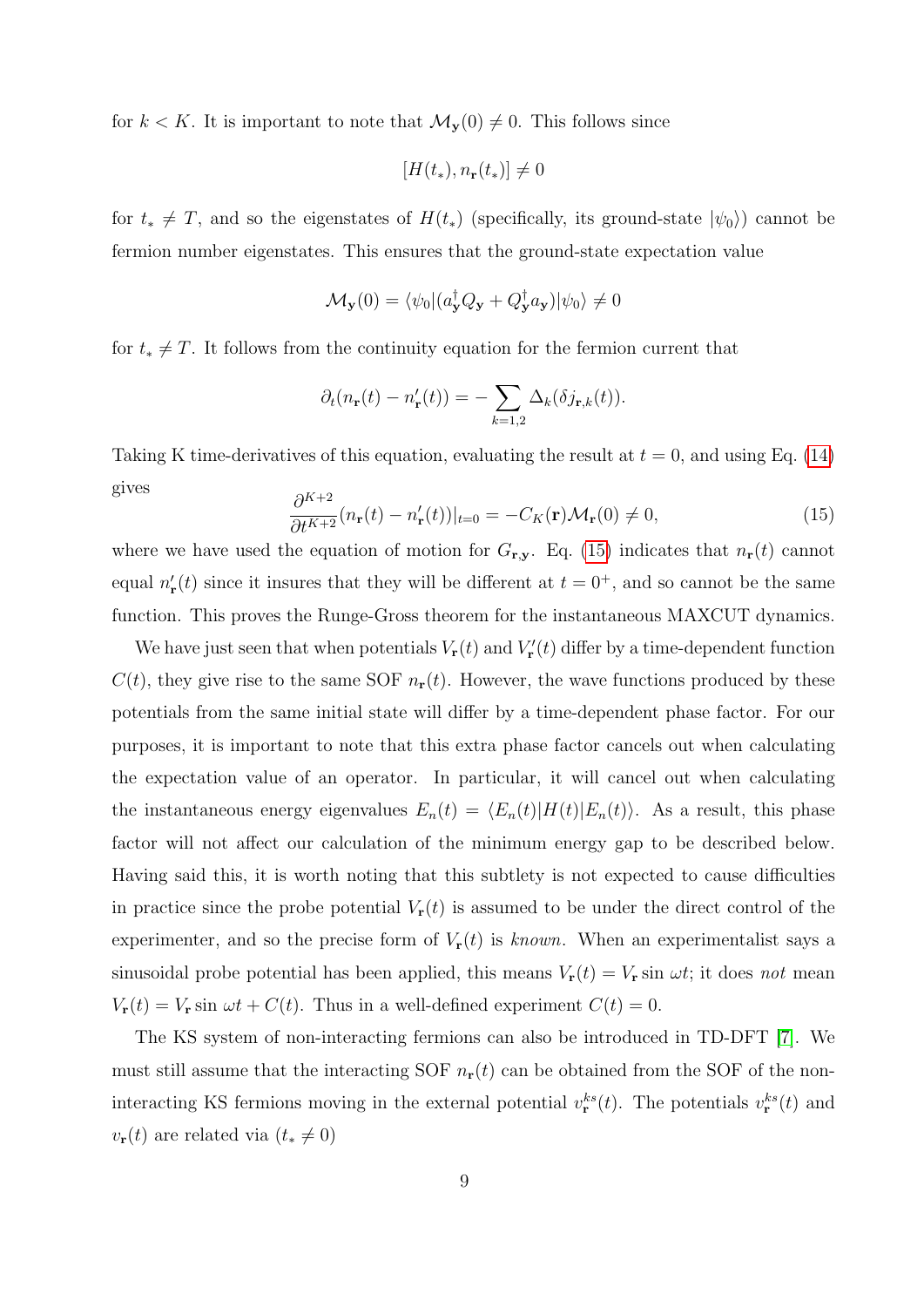for $k < K$. It is important to note that $\mathcal{M}_{\mathbf{y}}(0) \neq 0$. This follows since

$$[H(t_*), n_{\mathbf{r}}(t_*)] \neq 0$$

for $t_* \neq T$, and so the eigenstates of $H(t_*)$ (specifically, its ground-state $|\psi_0\rangle$) cannot be fermion number eigenstates. This ensures that the ground-state expectation value

$$\mathcal{M}_{\mathbf{y}}(0) = \langle \psi_0 | (a^\dagger_{\mathbf{y}} Q_{\mathbf{y}} + Q^\dagger_{\mathbf{y}} a_{\mathbf{y}}) | \psi_0 \rangle \neq 0$$

for $t_* \neq T$. It follows from the continuity equation for the fermion current that

$$\partial_t (n_{\mathbf{r}}(t) - n'_{\mathbf{r}}(t)) = - \sum_{k=1,2} \Delta_k (\delta j_{\mathbf{r},k}(t)).$$

Taking K time-derivatives of this equation, evaluating the result at $t = 0$, and using Eq. (14) gives

$$\frac{\partial^{K+2}}{\partial t^{K+2}} (n_{\mathbf{r}}(t) - n'_{\mathbf{r}}(t))|_{t=0} = -C_K(\mathbf{r}) \mathcal{M}_{\mathbf{r}}(0) \neq 0, \tag{15}$$

where we have used the equation of motion for $G_{\mathbf{r},\mathbf{y}}$. Eq. (15) indicates that $n_{\mathbf{r}}(t)$ cannot equal $n'_{\mathbf{r}}(t)$ since it insures that they will be different at $t = 0^+$, and so cannot be the same function. This proves the Runge-Gross theorem for the instantaneous MAXCUT dynamics.

We have just seen that when potentials $V_{\mathbf{r}}(t)$ and $V'_{\mathbf{r}}(t)$ differ by a time-dependent function $C(t)$, they give rise to the same SOF $n_{\mathbf{r}}(t)$. However, the wave functions produced by these potentials from the same initial state will differ by a time-dependent phase factor. For our purposes, it is important to note that this extra phase factor cancels out when calculating the expectation value of an operator. In particular, it will cancel out when calculating the instantaneous energy eigenvalues $E_n(t) = \langle E_n(t) | H(t) | E_n(t) \rangle$. As a result, this phase factor will not affect our calculation of the minimum energy gap to be described below. Having said this, it is worth noting that this subtlety is not expected to cause difficulties in practice since the probe potential $V_{\mathbf{r}}(t)$ is assumed to be under the direct control of the experimenter, and so the precise form of $V_{\mathbf{r}}(t)$ is *known*. When an experimentalist says a sinusoidal probe potential has been applied, this means $V_{\mathbf{r}}(t) = V_{\mathbf{r}} \sin \omega t$; it does *not* mean $V_{\mathbf{r}}(t) = V_{\mathbf{r}} \sin \omega t + C(t)$. Thus in a well-defined experiment $C(t) = 0$.

The KS system of non-interacting fermions can also be introduced in TD-DFT [7]. We must still assume that the interacting SOF $n_{\mathbf{r}}(t)$ can be obtained from the SOF of the non-interacting KS fermions moving in the external potential $v^{ks}_{\mathbf{r}}(t)$. The potentials $v^{ks}_{\mathbf{r}}(t)$ and $v_{\mathbf{r}}(t)$ are related via ($t_* \neq 0$)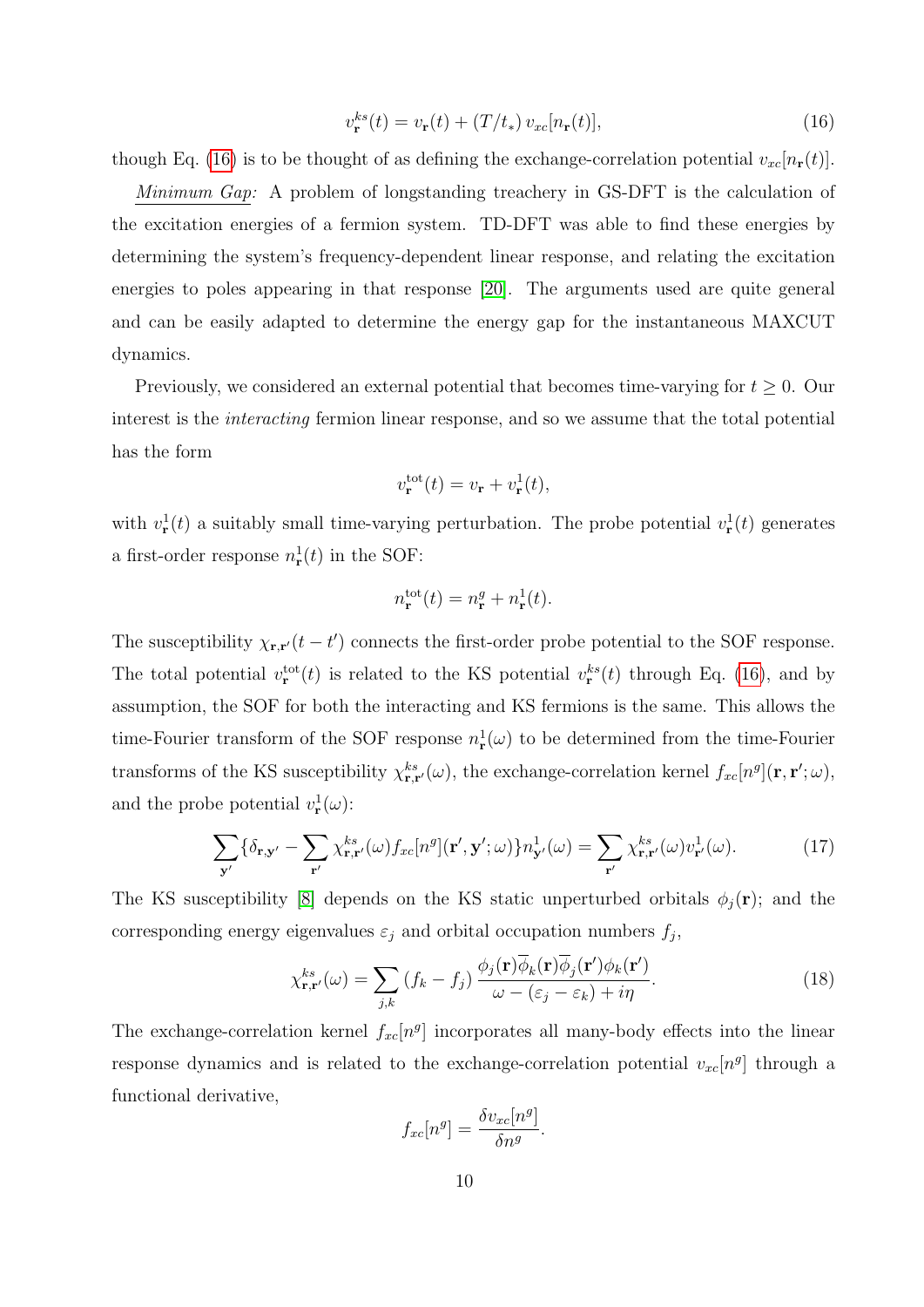$$v^{ks}_{\mathbf{r}}(t) = v_{\mathbf{r}}(t) + (T/t_*)\, v_{xc}[n_{\mathbf{r}}(t)], \tag{16}$$

though Eq. (16) is to be thought of as defining the exchange-correlation potential $v_{xc}[n_{\mathbf{r}}(t)]$.

<u>*Minimum Gap:*</u> A problem of longstanding treachery in GS-DFT is the calculation of the excitation energies of a fermion system. TD-DFT was able to find these energies by determining the system's frequency-dependent linear response, and relating the excitation energies to poles appearing in that response [20]. The arguments used are quite general and can be easily adapted to determine the energy gap for the instantaneous MAXCUT dynamics.

Previously, we considered an external potential that becomes time-varying for $t \geq 0$. Our interest is the *interacting* fermion linear response, and so we assume that the total potential has the form

$$v^{\mathrm{tot}}_{\mathbf{r}}(t) = v_{\mathbf{r}} + v^{1}_{\mathbf{r}}(t),$$

with $v^{1}_{\mathbf{r}}(t)$ a suitably small time-varying perturbation. The probe potential $v^{1}_{\mathbf{r}}(t)$ generates a first-order response $n^{1}_{\mathbf{r}}(t)$ in the SOF:

$$n^{\mathrm{tot}}_{\mathbf{r}}(t) = n^{g}_{\mathbf{r}} + n^{1}_{\mathbf{r}}(t).$$

The susceptibility $\chi_{\mathbf{r},\mathbf{r}'}(t-t')$ connects the first-order probe potential to the SOF response. The total potential $v^{\mathrm{tot}}_{\mathbf{r}}(t)$ is related to the KS potential $v^{ks}_{\mathbf{r}}(t)$ through Eq. (16), and by assumption, the SOF for both the interacting and KS fermions is the same. This allows the time-Fourier transform of the SOF response $n^{1}_{\mathbf{r}}(\omega)$ to be determined from the time-Fourier transforms of the KS susceptibility $\chi^{ks}_{\mathbf{r},\mathbf{r}'}(\omega)$, the exchange-correlation kernel $f_{xc}[n^{g}](\mathbf{r},\mathbf{r}';\omega)$, and the probe potential $v^{1}_{\mathbf{r}}(\omega)$:

$$\sum_{\mathbf{y}'}\{\delta_{\mathbf{r},\mathbf{y}'} - \sum_{\mathbf{r}'}\chi^{ks}_{\mathbf{r},\mathbf{r}'}(\omega) f_{xc}[n^{g}](\mathbf{r}',\mathbf{y}';\omega)\} n^{1}_{\mathbf{y}'}(\omega) = \sum_{\mathbf{r}'}\chi^{ks}_{\mathbf{r},\mathbf{r}'}(\omega) v^{1}_{\mathbf{r}'}(\omega). \tag{17}$$

The KS susceptibility [8] depends on the KS static unperturbed orbitals $\phi_j(\mathbf{r})$; and the corresponding energy eigenvalues $\varepsilon_j$ and orbital occupation numbers $f_j$,

$$\chi^{ks}_{\mathbf{r},\mathbf{r}'}(\omega) = \sum_{j,k}(f_k - f_j)\,\frac{\phi_j(\mathbf{r})\overline{\phi}_k(\mathbf{r})\overline{\phi}_j(\mathbf{r}')\phi_k(\mathbf{r}')}{\omega - (\varepsilon_j - \varepsilon_k) + i\eta}. \tag{18}$$

The exchange-correlation kernel $f_{xc}[n^{g}]$ incorporates all many-body effects into the linear response dynamics and is related to the exchange-correlation potential $v_{xc}[n^{g}]$ through a functional derivative,

$$f_{xc}[n^{g}] = \frac{\delta v_{xc}[n^{g}]}{\delta n^{g}}.$$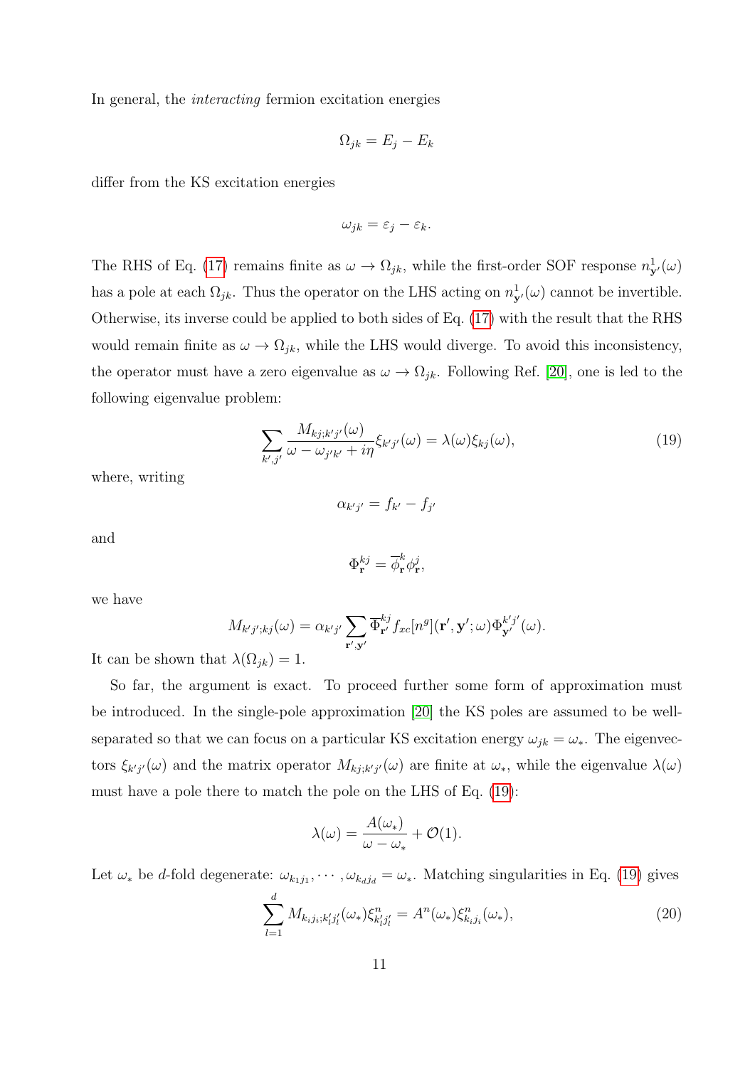In general, the *interacting* fermion excitation energies

$$\Omega_{jk} = E_j - E_k$$

differ from the KS excitation energies

$$\omega_{jk} = \varepsilon_j - \varepsilon_k.$$

The RHS of Eq. (17) remains finite as $\omega \to \Omega_{jk}$, while the first-order SOF response $n^1_{\mathbf{y}'}(\omega)$ has a pole at each $\Omega_{jk}$. Thus the operator on the LHS acting on $n^1_{\mathbf{y}'}(\omega)$ cannot be invertible. Otherwise, its inverse could be applied to both sides of Eq. (17) with the result that the RHS would remain finite as $\omega \to \Omega_{jk}$, while the LHS would diverge. To avoid this inconsistency, the operator must have a zero eigenvalue as $\omega \to \Omega_{jk}$. Following Ref. [20], one is led to the following eigenvalue problem:

$$\sum_{k',j'} \frac{M_{kj;k'j'}(\omega)}{\omega - \omega_{j'k'} + i\eta} \xi_{k'j'}(\omega) = \lambda(\omega)\xi_{kj}(\omega), \tag{19}$$

where, writing

$$\alpha_{k'j'} = f_{k'} - f_{j'}$$

and

$$\Phi^{kj}_{\mathbf{r}} = \overline{\phi}^{k}_{\mathbf{r}} \phi^{j}_{\mathbf{r}},$$

we have

$$M_{k'j';kj}(\omega) = \alpha_{k'j'} \sum_{\mathbf{r}',\mathbf{y}'} \overline{\Phi}^{kj}_{\mathbf{r}'} f_{xc}[n^g](\mathbf{r}', \mathbf{y}'; \omega) \Phi^{k'j'}_{\mathbf{y}'}(\omega).$$

It can be shown that $\lambda(\Omega_{jk}) = 1$.

So far, the argument is exact. To proceed further some form of approximation must be introduced. In the single-pole approximation [20] the KS poles are assumed to be well-separated so that we can focus on a particular KS excitation energy $\omega_{jk} = \omega_*$. The eigenvectors $\xi_{k'j'}(\omega)$ and the matrix operator $M_{kj;k'j'}(\omega)$ are finite at $\omega_*$, while the eigenvalue $\lambda(\omega)$ must have a pole there to match the pole on the LHS of Eq. (19):

$$\lambda(\omega) = \frac{A(\omega_*)}{\omega - \omega_*} + \mathcal{O}(1).$$

Let $\omega_*$ be $d$-fold degenerate: $\omega_{k_1 j_1}, \cdots, \omega_{k_d j_d} = \omega_*$. Matching singularities in Eq. (19) gives

$$\sum_{l=1}^{d} M_{k_i j_i; k'_l j'_l}(\omega_*) \xi^n_{k'_l j'_l} = A^n(\omega_*) \xi^n_{k_i j_i}(\omega_*), \tag{20}$$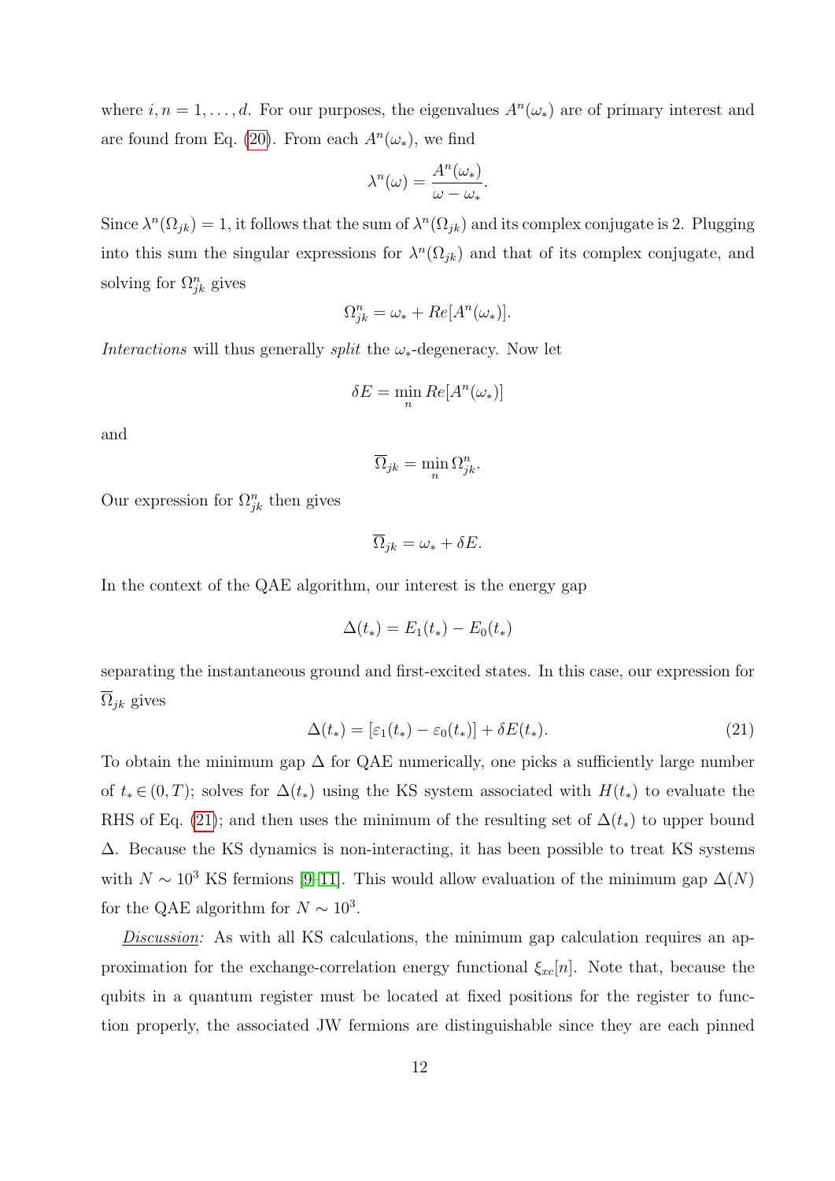where $i, n = 1, \ldots, d$. For our purposes, the eigenvalues $A^n(\omega_*)$ are of primary interest and are found from Eq. (20). From each $A^n(\omega_*)$, we find

$$\lambda^n(\omega) = \frac{A^n(\omega_*)}{\omega - \omega_*}.$$

Since $\lambda^n(\Omega_{jk}) = 1$, it follows that the sum of $\lambda^n(\Omega_{jk})$ and its complex conjugate is 2. Plugging into this sum the singular expressions for $\lambda^n(\Omega_{jk})$ and that of its complex conjugate, and solving for $\Omega^n_{jk}$ gives

$$\Omega^n_{jk} = \omega_* + Re[A^n(\omega_*)].$$

*Interactions* will thus generally *split* the $\omega_*$-degeneracy. Now let

$$\delta E = \min_n Re[A^n(\omega_*)]$$

and

$$\overline{\Omega}_{jk} = \min_n \Omega^n_{jk}.$$

Our expression for $\Omega^n_{jk}$ then gives

$$\overline{\Omega}_{jk} = \omega_* + \delta E.$$

In the context of the QAE algorithm, our interest is the energy gap

$$\Delta(t_*) = E_1(t_*) - E_0(t_*)$$

separating the instantaneous ground and first-excited states. In this case, our expression for $\overline{\Omega}_{jk}$ gives

$$\Delta(t_*) = [\varepsilon_1(t_*) - \varepsilon_0(t_*)] + \delta E(t_*). \tag{21}$$

To obtain the minimum gap $\Delta$ for QAE numerically, one picks a sufficiently large number of $t_* \in (0, T)$; solves for $\Delta(t_*)$ using the KS system associated with $H(t_*)$ to evaluate the RHS of Eq. (21); and then uses the minimum of the resulting set of $\Delta(t_*)$ to upper bound $\Delta$. Because the KS dynamics is non-interacting, it has been possible to treat KS systems with $N \sim 10^3$ KS fermions [9–11]. This would allow evaluation of the minimum gap $\Delta(N)$ for the QAE algorithm for $N \sim 10^3$.

*Discussion:* As with all KS calculations, the minimum gap calculation requires an approximation for the exchange-correlation energy functional $\xi_{xc}[n]$. Note that, because the qubits in a quantum register must be located at fixed positions for the register to function properly, the associated JW fermions are distinguishable since they are each pinned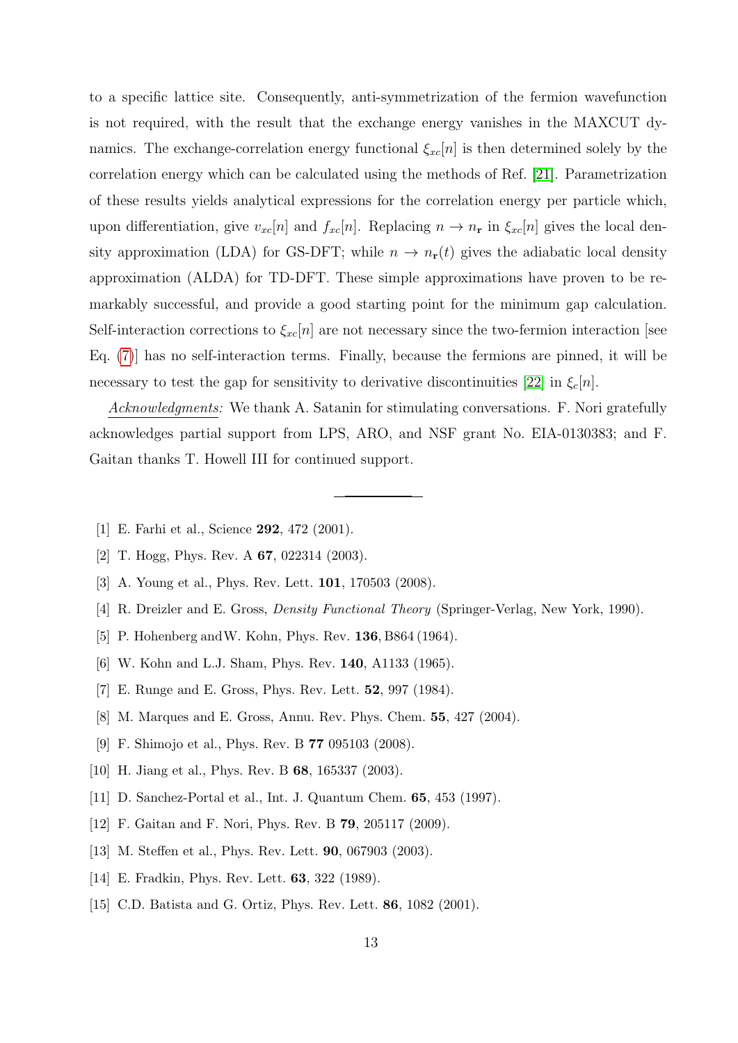to a specific lattice site. Consequently, anti-symmetrization of the fermion wavefunction is not required, with the result that the exchange energy vanishes in the MAXCUT dynamics. The exchange-correlation energy functional $\xi_{xc}[n]$ is then determined solely by the correlation energy which can be calculated using the methods of Ref. [21]. Parametrization of these results yields analytical expressions for the correlation energy per particle which, upon differentiation, give $v_{xc}[n]$ and $f_{xc}[n]$. Replacing $n \rightarrow n_{\mathbf{r}}$ in $\xi_{xc}[n]$ gives the local density approximation (LDA) for GS-DFT; while $n \rightarrow n_{\mathbf{r}}(t)$ gives the adiabatic local density approximation (ALDA) for TD-DFT. These simple approximations have proven to be remarkably successful, and provide a good starting point for the minimum gap calculation. Self-interaction corrections to $\xi_{xc}[n]$ are not necessary since the two-fermion interaction [see Eq. (7)] has no self-interaction terms. Finally, because the fermions are pinned, it will be necessary to test the gap for sensitivity to derivative discontinuities [22] in $\xi_c[n]$.

*Acknowledgments:* We thank A. Satanin for stimulating conversations. F. Nori gratefully acknowledges partial support from LPS, ARO, and NSF grant No. EIA-0130383; and F. Gaitan thanks T. Howell III for continued support.

---

[1] E. Farhi et al., Science **292**, 472 (2001).

[2] T. Hogg, Phys. Rev. A **67**, 022314 (2003).

[3] A. Young et al., Phys. Rev. Lett. **101**, 170503 (2008).

[4] R. Dreizler and E. Gross, *Density Functional Theory* (Springer-Verlag, New York, 1990).

[5] P. Hohenberg and W. Kohn, Phys. Rev. **136**, B864 (1964).

[6] W. Kohn and L.J. Sham, Phys. Rev. **140**, A1133 (1965).

[7] E. Runge and E. Gross, Phys. Rev. Lett. **52**, 997 (1984).

[8] M. Marques and E. Gross, Annu. Rev. Phys. Chem. **55**, 427 (2004).

[9] F. Shimojo et al., Phys. Rev. B **77** 095103 (2008).

[10] H. Jiang et al., Phys. Rev. B **68**, 165337 (2003).

[11] D. Sanchez-Portal et al., Int. J. Quantum Chem. **65**, 453 (1997).

[12] F. Gaitan and F. Nori, Phys. Rev. B **79**, 205117 (2009).

[13] M. Steffen et al., Phys. Rev. Lett. **90**, 067903 (2003).

[14] E. Fradkin, Phys. Rev. Lett. **63**, 322 (1989).

[15] C.D. Batista and G. Ortiz, Phys. Rev. Lett. **86**, 1082 (2001).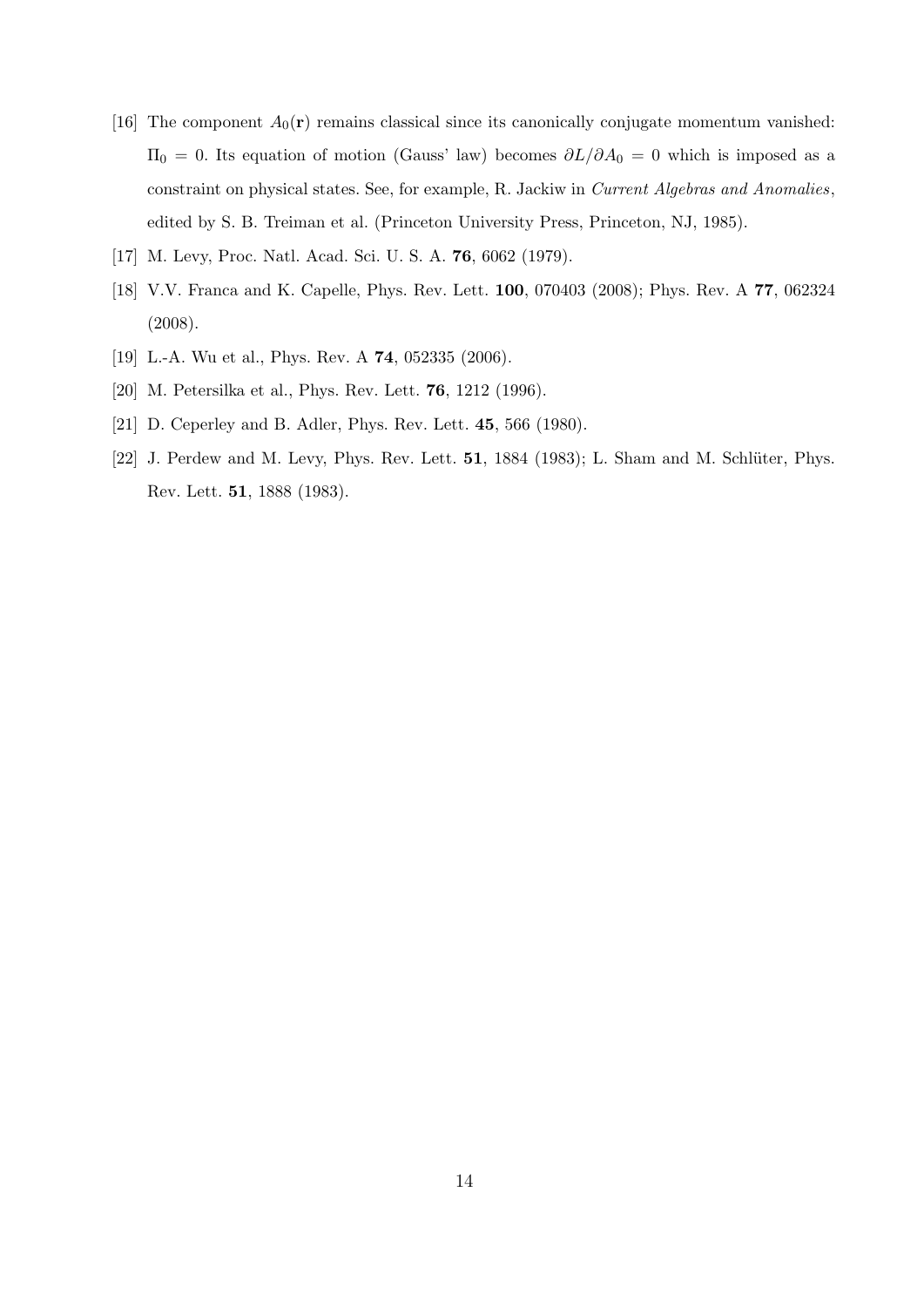[16] The component $A_0(\mathbf{r})$ remains classical since its canonically conjugate momentum vanished: $\Pi_0 = 0$. Its equation of motion (Gauss' law) becomes $\partial L / \partial A_0 = 0$ which is imposed as a constraint on physical states. See, for example, R. Jackiw in *Current Algebras and Anomalies*, edited by S. B. Treiman et al. (Princeton University Press, Princeton, NJ, 1985).

[17] M. Levy, Proc. Natl. Acad. Sci. U. S. A. **76**, 6062 (1979).

[18] V.V. Franca and K. Capelle, Phys. Rev. Lett. **100**, 070403 (2008); Phys. Rev. A **77**, 062324 (2008).

[19] L.-A. Wu et al., Phys. Rev. A **74**, 052335 (2006).

[20] M. Petersilka et al., Phys. Rev. Lett. **76**, 1212 (1996).

[21] D. Ceperley and B. Adler, Phys. Rev. Lett. **45**, 566 (1980).

[22] J. Perdew and M. Levy, Phys. Rev. Lett. **51**, 1884 (1983); L. Sham and M. Schlüter, Phys. Rev. Lett. **51**, 1888 (1983).